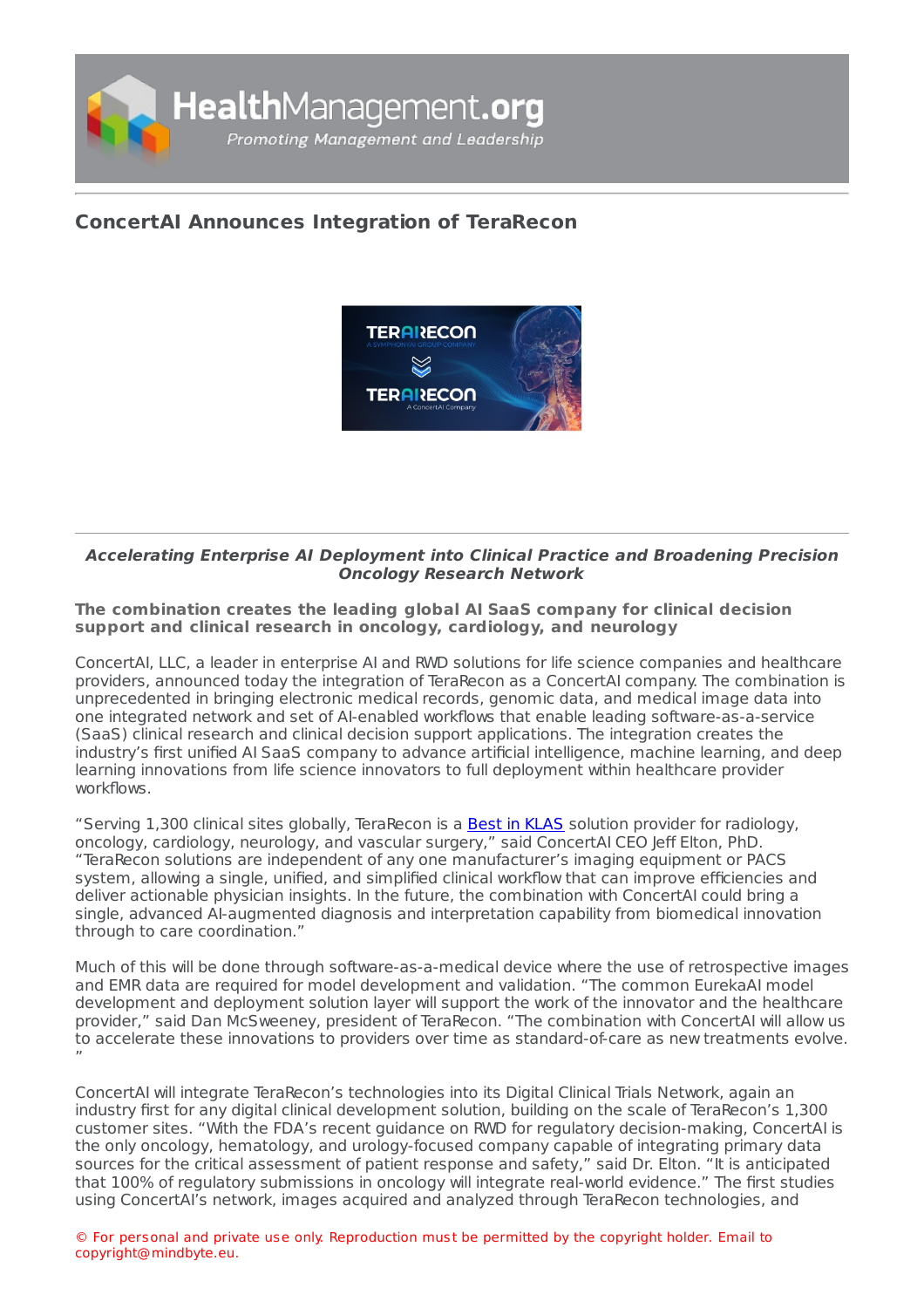# ConcertAI Announces Integration of TeraRecon

***Accelerating Enterprise AI Deployment into Clinical Practice and Broadening Precision Oncology Research Network***

**The combination creates the leading global AI SaaS company for clinical decision support and clinical research in oncology, cardiology, and neurology**

ConcertAI, LLC, a leader in enterprise AI and RWD solutions for life science companies and healthcare providers, announced today the integration of TeraRecon as a ConcertAI company. The combination is unprecedented in bringing electronic medical records, genomic data, and medical image data into one integrated network and set of AI-enabled workflows that enable leading software-as-a-service (SaaS) clinical research and clinical decision support applications. The integration creates the industry's first unified AI SaaS company to advance artificial intelligence, machine learning, and deep learning innovations from life science innovators to full deployment within healthcare provider workflows.

"Serving 1,300 clinical sites globally, TeraRecon is a [Best in KLAS] solution provider for radiology, oncology, cardiology, neurology, and vascular surgery," said ConcertAI CEO Jeff Elton, PhD. "TeraRecon solutions are independent of any one manufacturer's imaging equipment or PACS system, allowing a single, unified, and simplified clinical workflow that can improve efficiencies and deliver actionable physician insights. In the future, the combination with ConcertAI could bring a single, advanced AI-augmented diagnosis and interpretation capability from biomedical innovation through to care coordination."

Much of this will be done through software-as-a-medical device where the use of retrospective images and EMR data are required for model development and validation. "The common EurekaAI model development and deployment solution layer will support the work of the innovator and the healthcare provider," said Dan McSweeney, president of TeraRecon. "The combination with ConcertAI will allow us to accelerate these innovations to providers over time as standard-of-care as new treatments evolve."

ConcertAI will integrate TeraRecon's technologies into its Digital Clinical Trials Network, again an industry first for any digital clinical development solution, building on the scale of TeraRecon's 1,300 customer sites. "With the FDA's recent guidance on RWD for regulatory decision-making, ConcertAI is the only oncology, hematology, and urology-focused company capable of integrating primary data sources for the critical assessment of patient response and safety," said Dr. Elton. "It is anticipated that 100% of regulatory submissions in oncology will integrate real-world evidence." The first studies using ConcertAI's network, images acquired and analyzed through TeraRecon technologies, and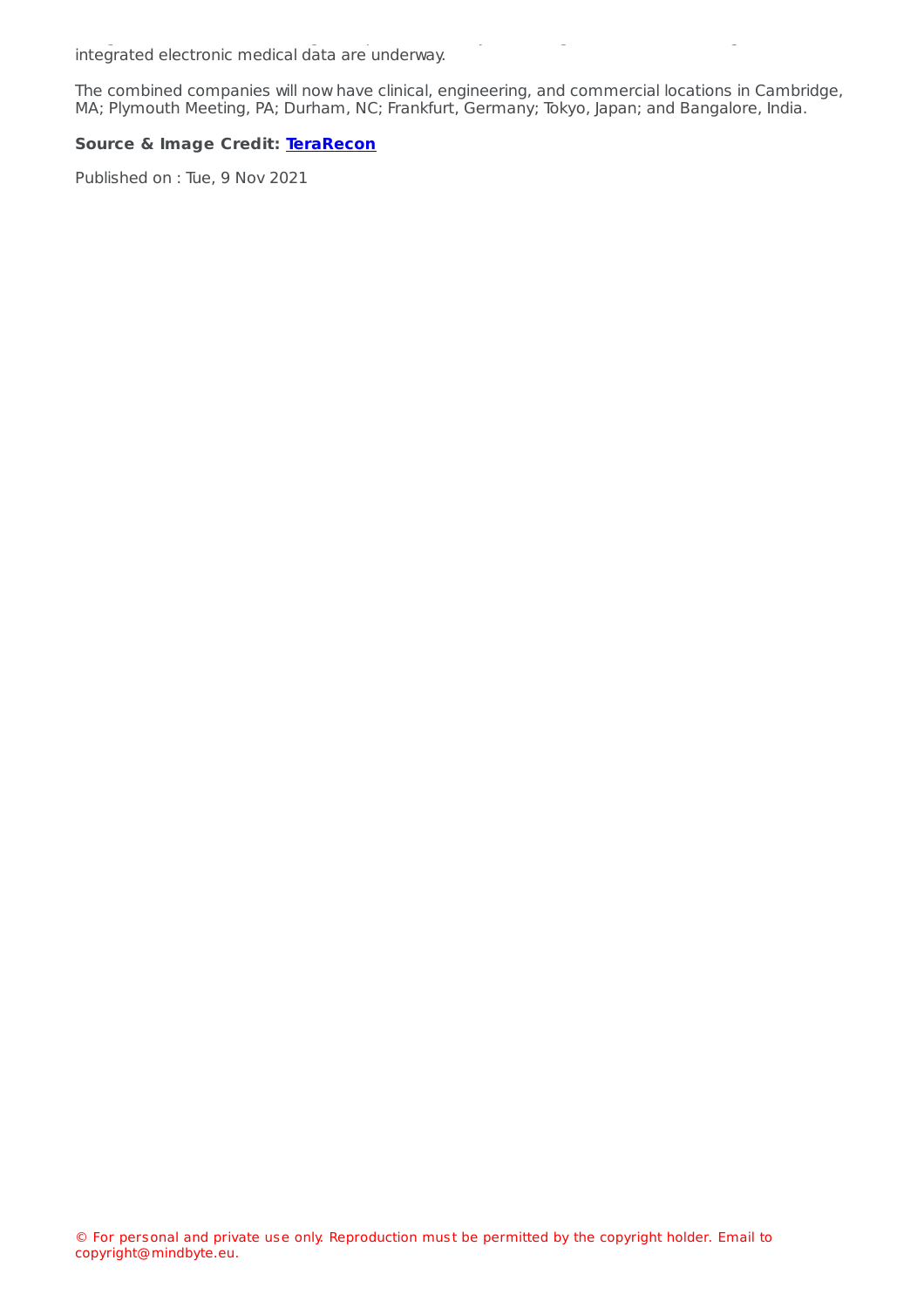integrated electronic medical data are underway.

The combined companies will now have clinical, engineering, and commercial locations in Cambridge, MA; Plymouth Meeting, PA; Durham, NC; Frankfurt, Germany; Tokyo, Japan; and Bangalore, India.

**Source & Image Credit: TeraRecon**

Published on : Tue, 9 Nov 2021

© For personal and private use only. Reproduction must be permitted by the copyright holder. Email to copyright@mindbyte.eu.